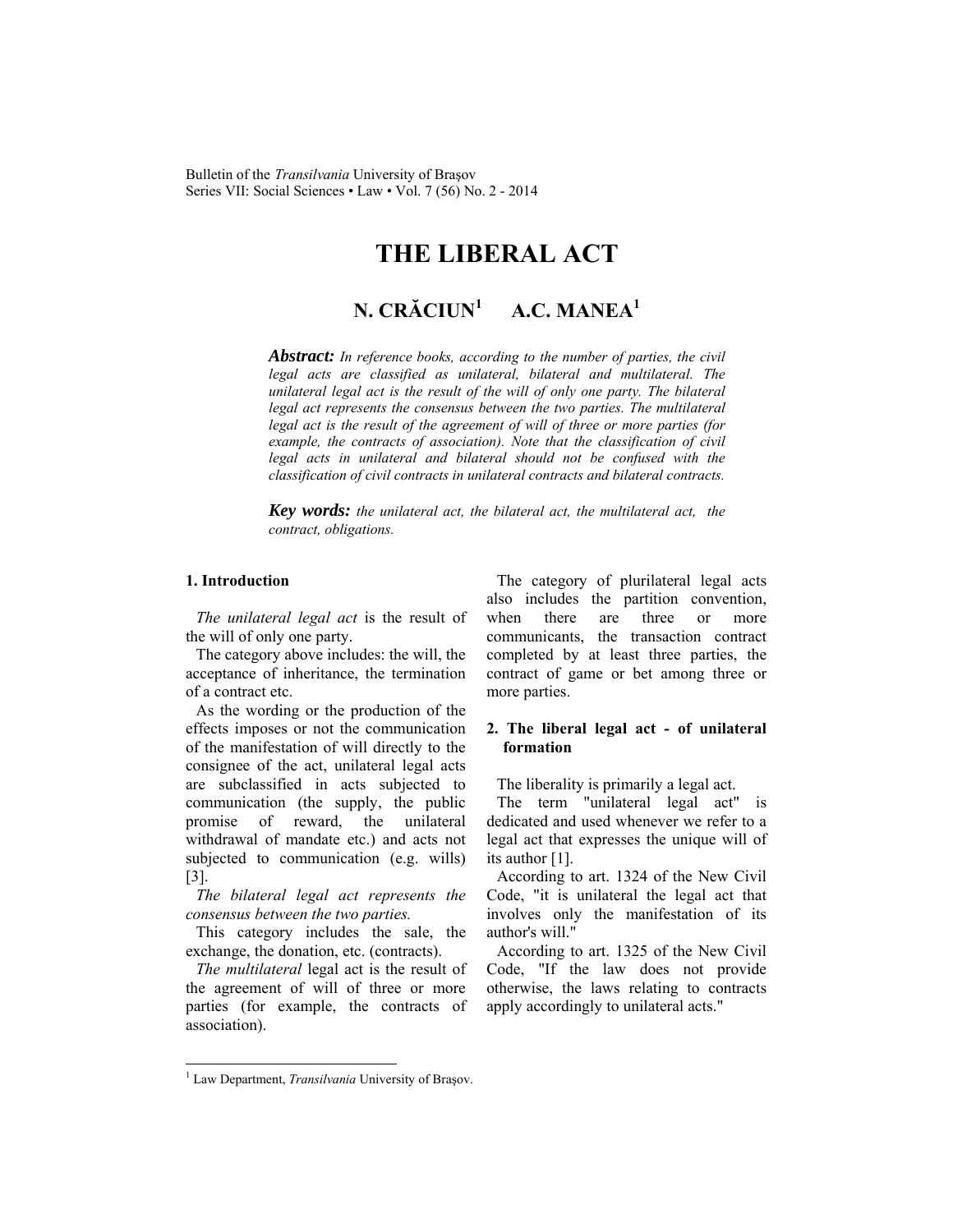# THE LIBERAL ACT

## N. CRĂCIUN[1] A.C. MANEA[1]

***Abstract:*** *In reference books, according to the number of parties, the civil legal acts are classified as unilateral, bilateral and multilateral. The unilateral legal act is the result of the will of only one party. The bilateral legal act represents the consensus between the two parties. The multilateral legal act is the result of the agreement of will of three or more parties (for example, the contracts of association). Note that the classification of civil legal acts in unilateral and bilateral should not be confused with the classification of civil contracts in unilateral contracts and bilateral contracts.*

***Key words:*** *the unilateral act, the bilateral act, the multilateral act, the contract, obligations.*

### 1. Introduction

*The unilateral legal act* is the result of the will of only one party.

The category above includes: the will, the acceptance of inheritance, the termination of a contract etc.

As the wording or the production of the effects imposes or not the communication of the manifestation of will directly to the consignee of the act, unilateral legal acts are subclassified in acts subjected to communication (the supply, the public promise of reward, the unilateral withdrawal of mandate etc.) and acts not subjected to communication (e.g. wills) [3].

*The bilateral legal act represents the consensus between the two parties.*

This category includes the sale, the exchange, the donation, etc. (contracts).

*The multilateral* legal act is the result of the agreement of will of three or more parties (for example, the contracts of association).

The category of plurilateral legal acts also includes the partition convention, when there are three or more communicants, the transaction contract completed by at least three parties, the contract of game or bet among three or more parties.

### 2. The liberal legal act - of unilateral formation

The liberality is primarily a legal act.

The term "unilateral legal act" is dedicated and used whenever we refer to a legal act that expresses the unique will of its author [1].

According to art. 1324 of the New Civil Code, "it is unilateral the legal act that involves only the manifestation of its author's will."

According to art. 1325 of the New Civil Code, "If the law does not provide otherwise, the laws relating to contracts apply accordingly to unilateral acts."

[1] Law Department, *Transilvania* University of Braşov.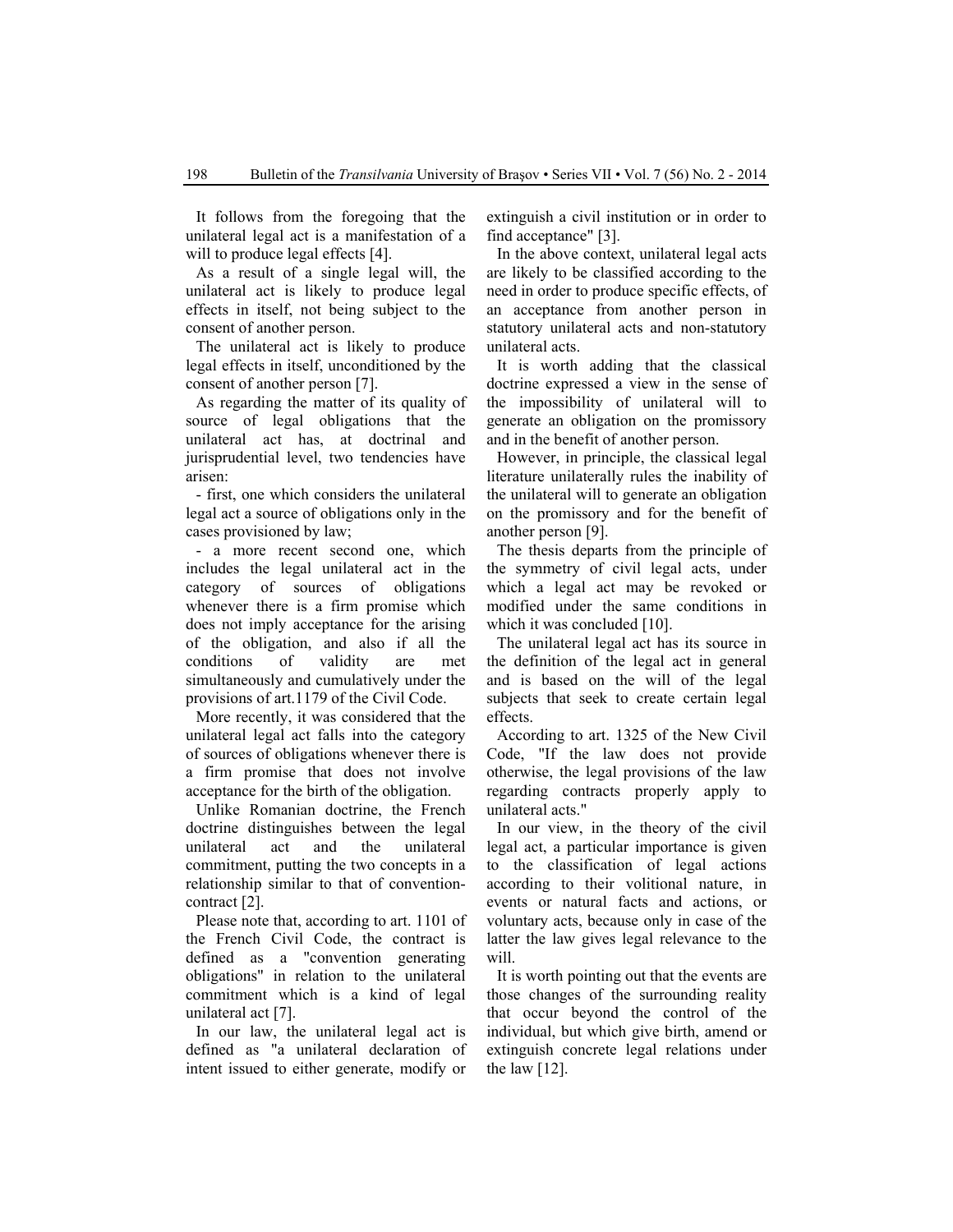It follows from the foregoing that the unilateral legal act is a manifestation of a will to produce legal effects [4].

As a result of a single legal will, the unilateral act is likely to produce legal effects in itself, not being subject to the consent of another person.

The unilateral act is likely to produce legal effects in itself, unconditioned by the consent of another person [7].

As regarding the matter of its quality of source of legal obligations that the unilateral act has, at doctrinal and jurisprudential level, two tendencies have arisen:

- first, one which considers the unilateral legal act a source of obligations only in the cases provisioned by law;
- a more recent second one, which includes the legal unilateral act in the category of sources of obligations whenever there is a firm promise which does not imply acceptance for the arising of the obligation, and also if all the conditions of validity are met simultaneously and cumulatively under the provisions of art.1179 of the Civil Code.

More recently, it was considered that the unilateral legal act falls into the category of sources of obligations whenever there is a firm promise that does not involve acceptance for the birth of the obligation.

Unlike Romanian doctrine, the French doctrine distinguishes between the legal unilateral act and the unilateral commitment, putting the two concepts in a relationship similar to that of convention-contract [2].

Please note that, according to art. 1101 of the French Civil Code, the contract is defined as a "convention generating obligations" in relation to the unilateral commitment which is a kind of legal unilateral act [7].

In our law, the unilateral legal act is defined as "a unilateral declaration of intent issued to either generate, modify or extinguish a civil institution or in order to find acceptance" [3].

In the above context, unilateral legal acts are likely to be classified according to the need in order to produce specific effects, of an acceptance from another person in statutory unilateral acts and non-statutory unilateral acts.

It is worth adding that the classical doctrine expressed a view in the sense of the impossibility of unilateral will to generate an obligation on the promissory and in the benefit of another person.

However, in principle, the classical legal literature unilaterally rules the inability of the unilateral will to generate an obligation on the promissory and for the benefit of another person [9].

The thesis departs from the principle of the symmetry of civil legal acts, under which a legal act may be revoked or modified under the same conditions in which it was concluded [10].

The unilateral legal act has its source in the definition of the legal act in general and is based on the will of the legal subjects that seek to create certain legal effects.

According to art. 1325 of the New Civil Code, "If the law does not provide otherwise, the legal provisions of the law regarding contracts properly apply to unilateral acts."

In our view, in the theory of the civil legal act, a particular importance is given to the classification of legal actions according to their volitional nature, in events or natural facts and actions, or voluntary acts, because only in case of the latter the law gives legal relevance to the will.

It is worth pointing out that the events are those changes of the surrounding reality that occur beyond the control of the individual, but which give birth, amend or extinguish concrete legal relations under the law [12].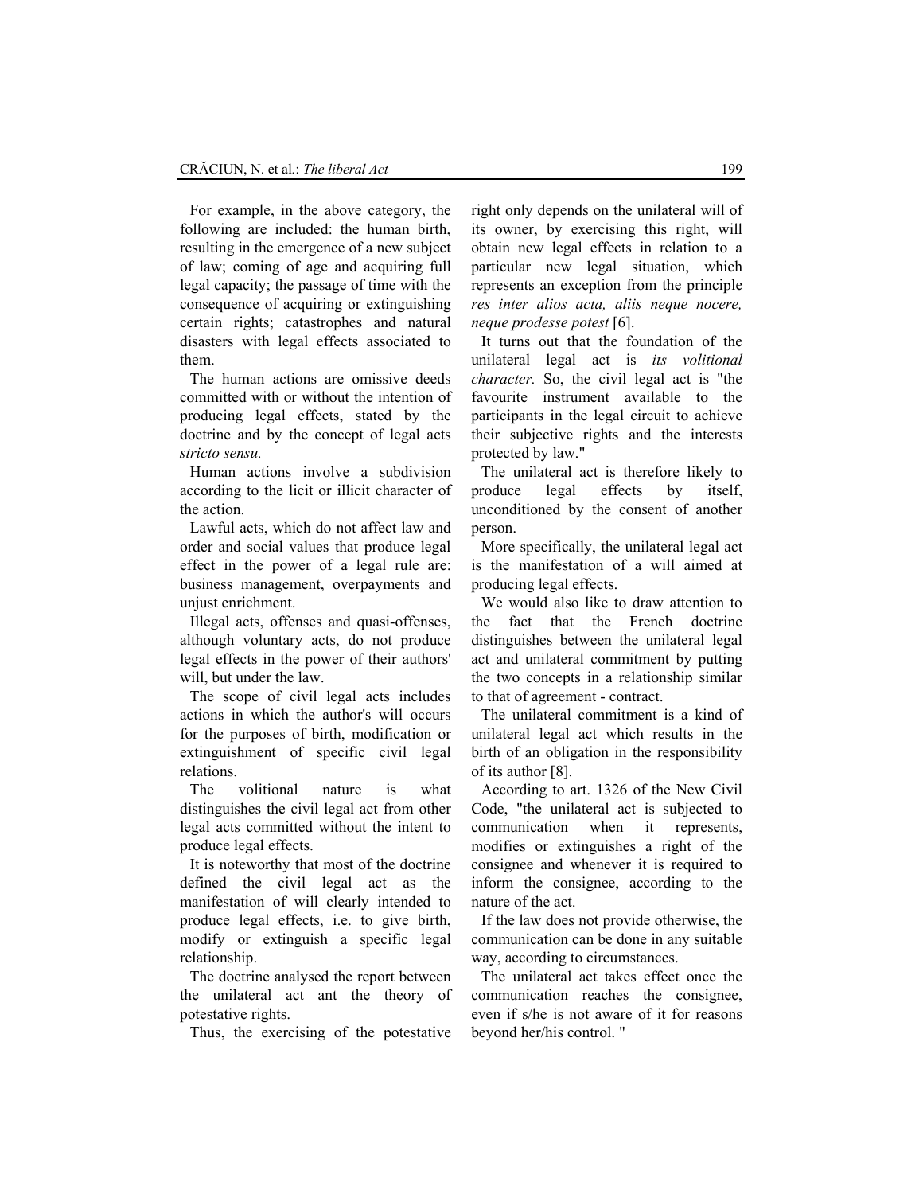For example, in the above category, the following are included: the human birth, resulting in the emergence of a new subject of law; coming of age and acquiring full legal capacity; the passage of time with the consequence of acquiring or extinguishing certain rights; catastrophes and natural disasters with legal effects associated to them.

The human actions are omissive deeds committed with or without the intention of producing legal effects, stated by the doctrine and by the concept of legal acts *stricto sensu.*

Human actions involve a subdivision according to the licit or illicit character of the action.

Lawful acts, which do not affect law and order and social values that produce legal effect in the power of a legal rule are: business management, overpayments and unjust enrichment.

Illegal acts, offenses and quasi-offenses, although voluntary acts, do not produce legal effects in the power of their authors' will, but under the law.

The scope of civil legal acts includes actions in which the author's will occurs for the purposes of birth, modification or extinguishment of specific civil legal relations.

The volitional nature is what distinguishes the civil legal act from other legal acts committed without the intent to produce legal effects.

It is noteworthy that most of the doctrine defined the civil legal act as the manifestation of will clearly intended to produce legal effects, i.e. to give birth, modify or extinguish a specific legal relationship.

The doctrine analysed the report between the unilateral act ant the theory of potestative rights.

Thus, the exercising of the potestative right only depends on the unilateral will of its owner, by exercising this right, will obtain new legal effects in relation to a particular new legal situation, which represents an exception from the principle *res inter alios acta, aliis neque nocere, neque prodesse potest* [6].

It turns out that the foundation of the unilateral legal act is *its volitional character.* So, the civil legal act is "the favourite instrument available to the participants in the legal circuit to achieve their subjective rights and the interests protected by law."

The unilateral act is therefore likely to produce legal effects by itself, unconditioned by the consent of another person.

More specifically, the unilateral legal act is the manifestation of a will aimed at producing legal effects.

We would also like to draw attention to the fact that the French doctrine distinguishes between the unilateral legal act and unilateral commitment by putting the two concepts in a relationship similar to that of agreement - contract.

The unilateral commitment is a kind of unilateral legal act which results in the birth of an obligation in the responsibility of its author [8].

According to art. 1326 of the New Civil Code, "the unilateral act is subjected to communication when it represents, modifies or extinguishes a right of the consignee and whenever it is required to inform the consignee, according to the nature of the act.

If the law does not provide otherwise, the communication can be done in any suitable way, according to circumstances.

The unilateral act takes effect once the communication reaches the consignee, even if s/he is not aware of it for reasons beyond her/his control. "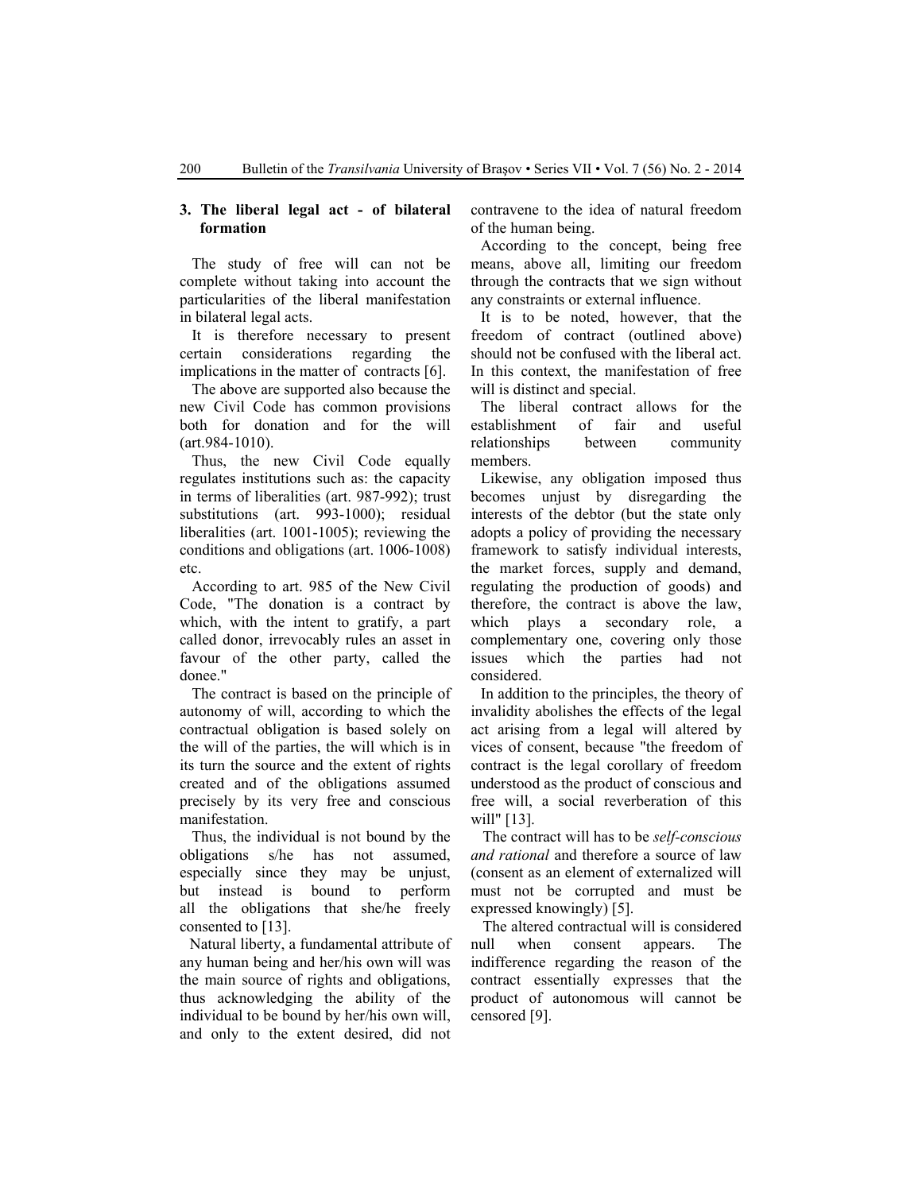## 3. The liberal legal act - of bilateral formation

The study of free will can not be complete without taking into account the particularities of the liberal manifestation in bilateral legal acts.

It is therefore necessary to present certain considerations regarding the implications in the matter of contracts [6].

The above are supported also because the new Civil Code has common provisions both for donation and for the will (art.984-1010).

Thus, the new Civil Code equally regulates institutions such as: the capacity in terms of liberalities (art. 987-992); trust substitutions (art. 993-1000); residual liberalities (art. 1001-1005); reviewing the conditions and obligations (art. 1006-1008) etc.

According to art. 985 of the New Civil Code, "The donation is a contract by which, with the intent to gratify, a part called donor, irrevocably rules an asset in favour of the other party, called the donee."

The contract is based on the principle of autonomy of will, according to which the contractual obligation is based solely on the will of the parties, the will which is in its turn the source and the extent of rights created and of the obligations assumed precisely by its very free and conscious manifestation.

Thus, the individual is not bound by the obligations s/he has not assumed, especially since they may be unjust, but instead is bound to perform all the obligations that she/he freely consented to [13].

Natural liberty, a fundamental attribute of any human being and her/his own will was the main source of rights and obligations, thus acknowledging the ability of the individual to be bound by her/his own will, and only to the extent desired, did not contravene to the idea of natural freedom of the human being.

According to the concept, being free means, above all, limiting our freedom through the contracts that we sign without any constraints or external influence.

It is to be noted, however, that the freedom of contract (outlined above) should not be confused with the liberal act. In this context, the manifestation of free will is distinct and special.

The liberal contract allows for the establishment of fair and useful relationships between community members.

Likewise, any obligation imposed thus becomes unjust by disregarding the interests of the debtor (but the state only adopts a policy of providing the necessary framework to satisfy individual interests, the market forces, supply and demand, regulating the production of goods) and therefore, the contract is above the law, which plays a secondary role, a complementary one, covering only those issues which the parties had not considered.

In addition to the principles, the theory of invalidity abolishes the effects of the legal act arising from a legal will altered by vices of consent, because "the freedom of contract is the legal corollary of freedom understood as the product of conscious and free will, a social reverberation of this will" [13].

The contract will has to be *self-conscious and rational* and therefore a source of law (consent as an element of externalized will must not be corrupted and must be expressed knowingly) [5].

The altered contractual will is considered null when consent appears. The indifference regarding the reason of the contract essentially expresses that the product of autonomous will cannot be censored [9].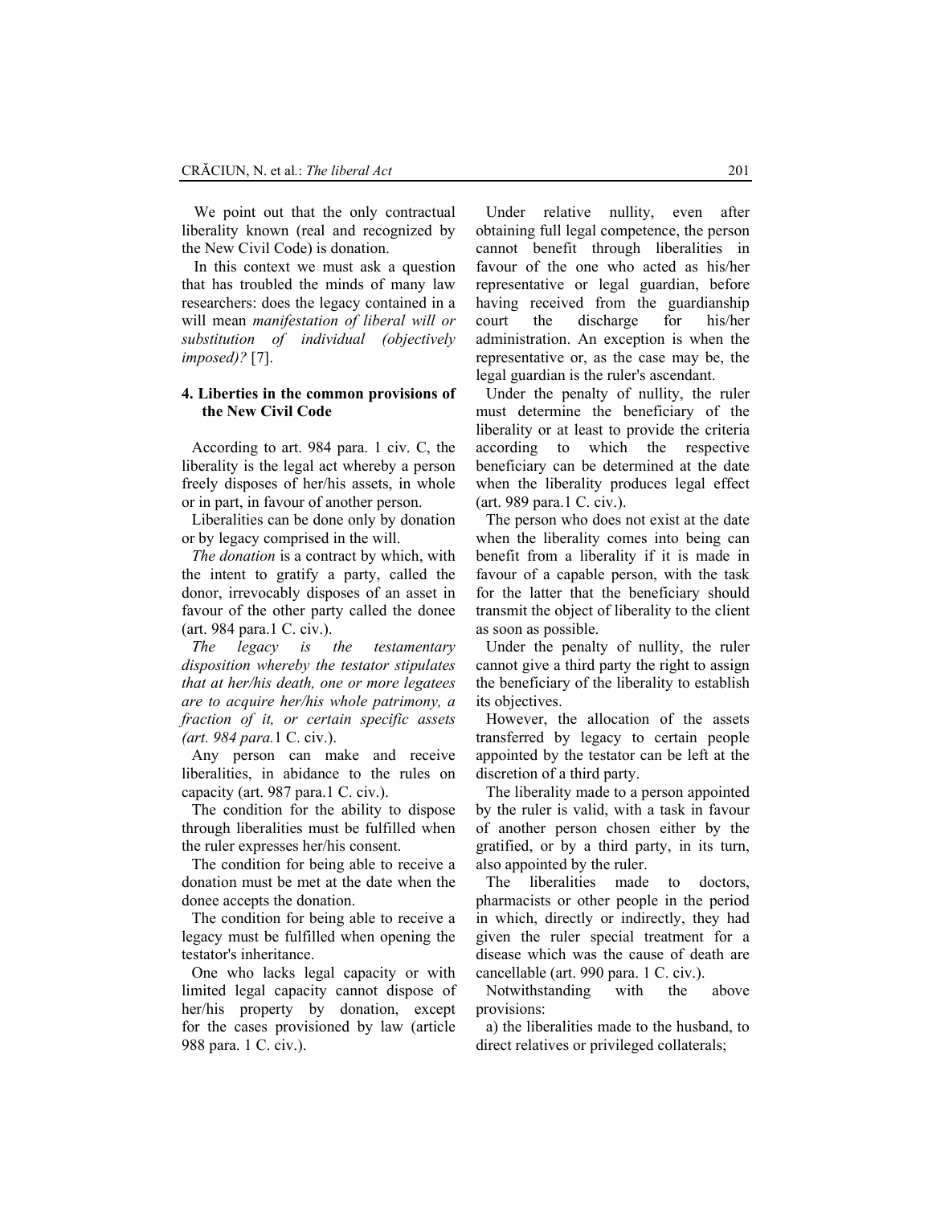We point out that the only contractual liberality known (real and recognized by the New Civil Code) is donation.

In this context we must ask a question that has troubled the minds of many law researchers: does the legacy contained in a will mean *manifestation of liberal will or substitution of individual (objectively imposed)?* [7].

## 4. Liberties in the common provisions of the New Civil Code

According to art. 984 para. 1 civ. C, the liberality is the legal act whereby a person freely disposes of her/his assets, in whole or in part, in favour of another person.

Liberalities can be done only by donation or by legacy comprised in the will.

*The donation* is a contract by which, with the intent to gratify a party, called the donor, irrevocably disposes of an asset in favour of the other party called the donee (art. 984 para.1 C. civ.).

*The legacy is the testamentary disposition whereby the testator stipulates that at her/his death, one or more legatees are to acquire her/his whole patrimony, a fraction of it, or certain specific assets (art. 984 para.*1 C. civ.).

Any person can make and receive liberalities, in abidance to the rules on capacity (art. 987 para.1 C. civ.).

The condition for the ability to dispose through liberalities must be fulfilled when the ruler expresses her/his consent.

The condition for being able to receive a donation must be met at the date when the donee accepts the donation.

The condition for being able to receive a legacy must be fulfilled when opening the testator's inheritance.

One who lacks legal capacity or with limited legal capacity cannot dispose of her/his property by donation, except for the cases provisioned by law (article 988 para. 1 C. civ.).

Under relative nullity, even after obtaining full legal competence, the person cannot benefit through liberalities in favour of the one who acted as his/her representative or legal guardian, before having received from the guardianship court the discharge for his/her administration. An exception is when the representative or, as the case may be, the legal guardian is the ruler's ascendant.

Under the penalty of nullity, the ruler must determine the beneficiary of the liberality or at least to provide the criteria according to which the respective beneficiary can be determined at the date when the liberality produces legal effect (art. 989 para.1 C. civ.).

The person who does not exist at the date when the liberality comes into being can benefit from a liberality if it is made in favour of a capable person, with the task for the latter that the beneficiary should transmit the object of liberality to the client as soon as possible.

Under the penalty of nullity, the ruler cannot give a third party the right to assign the beneficiary of the liberality to establish its objectives.

However, the allocation of the assets transferred by legacy to certain people appointed by the testator can be left at the discretion of a third party.

The liberality made to a person appointed by the ruler is valid, with a task in favour of another person chosen either by the gratified, or by a third party, in its turn, also appointed by the ruler.

The liberalities made to doctors, pharmacists or other people in the period in which, directly or indirectly, they had given the ruler special treatment for a disease which was the cause of death are cancellable (art. 990 para. 1 C. civ.).

Notwithstanding with the above provisions:

a) the liberalities made to the husband, to direct relatives or privileged collaterals;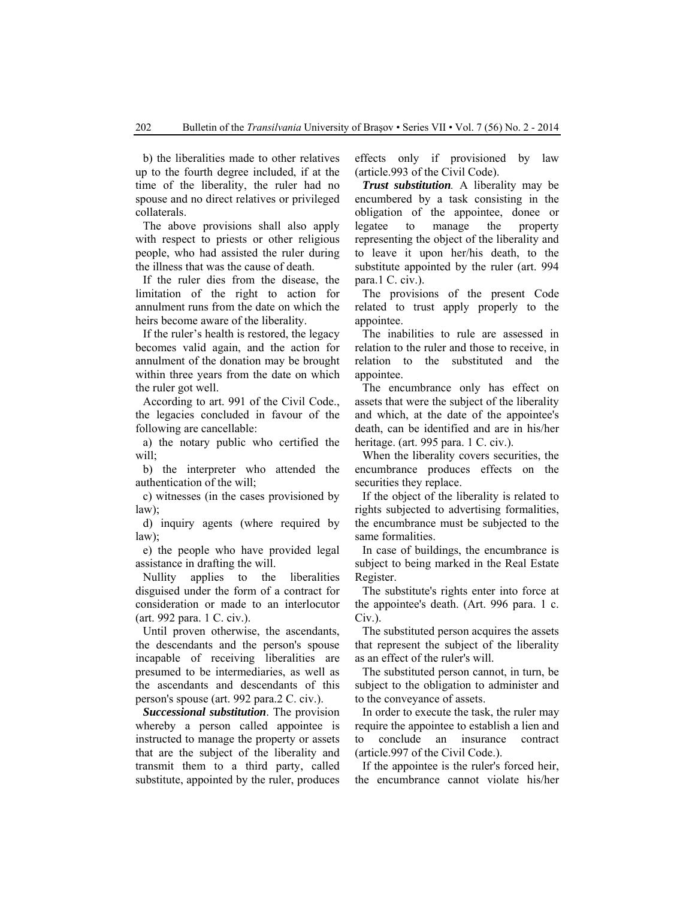b) the liberalities made to other relatives up to the fourth degree included, if at the time of the liberality, the ruler had no spouse and no direct relatives or privileged collaterals.

The above provisions shall also apply with respect to priests or other religious people, who had assisted the ruler during the illness that was the cause of death.

If the ruler dies from the disease, the limitation of the right to action for annulment runs from the date on which the heirs become aware of the liberality.

If the ruler's health is restored, the legacy becomes valid again, and the action for annulment of the donation may be brought within three years from the date on which the ruler got well.

According to art. 991 of the Civil Code., the legacies concluded in favour of the following are cancellable:

a) the notary public who certified the will;

b) the interpreter who attended the authentication of the will;

c) witnesses (in the cases provisioned by law);

d) inquiry agents (where required by law);

e) the people who have provided legal assistance in drafting the will.

Nullity applies to the liberalities disguised under the form of a contract for consideration or made to an interlocutor (art. 992 para. 1 C. civ.).

Until proven otherwise, the ascendants, the descendants and the person's spouse incapable of receiving liberalities are presumed to be intermediaries, as well as the ascendants and descendants of this person's spouse (art. 992 para.2 C. civ.).

***Successional substitution***. The provision whereby a person called appointee is instructed to manage the property or assets that are the subject of the liberality and transmit them to a third party, called substitute, appointed by the ruler, produces effects only if provisioned by law (article.993 of the Civil Code).

***Trust substitution***. A liberality may be encumbered by a task consisting in the obligation of the appointee, donee or legatee to manage the property representing the object of the liberality and to leave it upon her/his death, to the substitute appointed by the ruler (art. 994 para.1 C. civ.).

The provisions of the present Code related to trust apply properly to the appointee.

The inabilities to rule are assessed in relation to the ruler and those to receive, in relation to the substituted and the appointee.

The encumbrance only has effect on assets that were the subject of the liberality and which, at the date of the appointee's death, can be identified and are in his/her heritage. (art. 995 para. 1 C. civ.).

When the liberality covers securities, the encumbrance produces effects on the securities they replace.

If the object of the liberality is related to rights subjected to advertising formalities, the encumbrance must be subjected to the same formalities.

In case of buildings, the encumbrance is subject to being marked in the Real Estate Register.

The substitute's rights enter into force at the appointee's death. (Art. 996 para. 1 c. Civ.).

The substituted person acquires the assets that represent the subject of the liberality as an effect of the ruler's will.

The substituted person cannot, in turn, be subject to the obligation to administer and to the conveyance of assets.

In order to execute the task, the ruler may require the appointee to establish a lien and to conclude an insurance contract (article.997 of the Civil Code.).

If the appointee is the ruler's forced heir, the encumbrance cannot violate his/her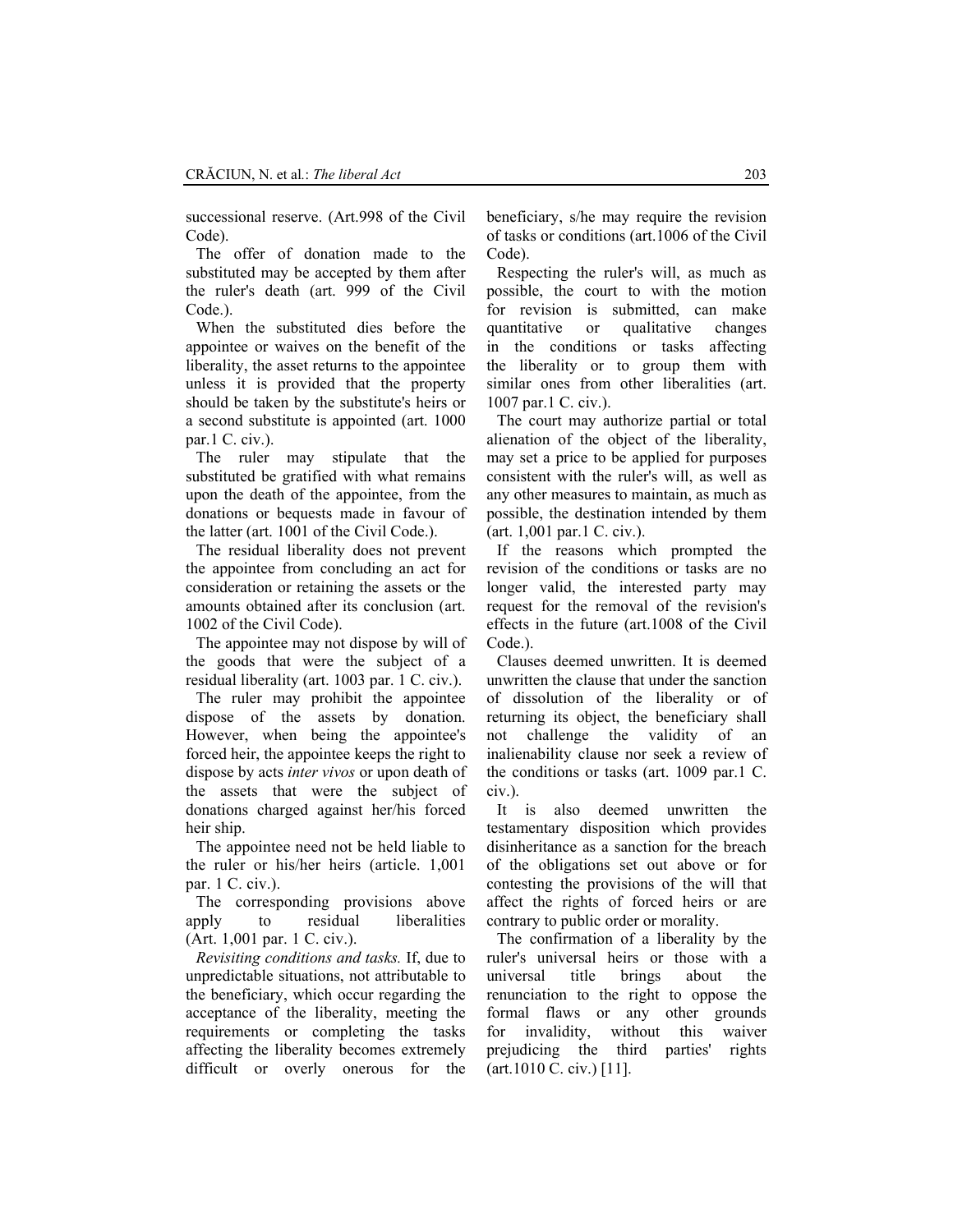successional reserve. (Art.998 of the Civil Code).

The offer of donation made to the substituted may be accepted by them after the ruler's death (art. 999 of the Civil Code.).

When the substituted dies before the appointee or waives on the benefit of the liberality, the asset returns to the appointee unless it is provided that the property should be taken by the substitute's heirs or a second substitute is appointed (art. 1000 par.1 C. civ.).

The ruler may stipulate that the substituted be gratified with what remains upon the death of the appointee, from the donations or bequests made in favour of the latter (art. 1001 of the Civil Code.).

The residual liberality does not prevent the appointee from concluding an act for consideration or retaining the assets or the amounts obtained after its conclusion (art. 1002 of the Civil Code).

The appointee may not dispose by will of the goods that were the subject of a residual liberality (art. 1003 par. 1 C. civ.).

The ruler may prohibit the appointee dispose of the assets by donation. However, when being the appointee's forced heir, the appointee keeps the right to dispose by acts *inter vivos* or upon death of the assets that were the subject of donations charged against her/his forced heir ship.

The appointee need not be held liable to the ruler or his/her heirs (article. 1,001 par. 1 C. civ.).

The corresponding provisions above apply to residual liberalities (Art. 1,001 par. 1 C. civ.).

*Revisiting conditions and tasks.* If, due to unpredictable situations, not attributable to the beneficiary, which occur regarding the acceptance of the liberality, meeting the requirements or completing the tasks affecting the liberality becomes extremely difficult or overly onerous for the beneficiary, s/he may require the revision of tasks or conditions (art.1006 of the Civil Code).

Respecting the ruler's will, as much as possible, the court to with the motion for revision is submitted, can make quantitative or qualitative changes in the conditions or tasks affecting the liberality or to group them with similar ones from other liberalities (art. 1007 par.1 C. civ.).

The court may authorize partial or total alienation of the object of the liberality, may set a price to be applied for purposes consistent with the ruler's will, as well as any other measures to maintain, as much as possible, the destination intended by them (art. 1,001 par.1 C. civ.).

If the reasons which prompted the revision of the conditions or tasks are no longer valid, the interested party may request for the removal of the revision's effects in the future (art.1008 of the Civil Code.).

Clauses deemed unwritten. It is deemed unwritten the clause that under the sanction of dissolution of the liberality or of returning its object, the beneficiary shall not challenge the validity of an inalienability clause nor seek a review of the conditions or tasks (art. 1009 par.1 C. civ.).

It is also deemed unwritten the testamentary disposition which provides disinheritance as a sanction for the breach of the obligations set out above or for contesting the provisions of the will that affect the rights of forced heirs or are contrary to public order or morality.

The confirmation of a liberality by the ruler's universal heirs or those with a universal title brings about the renunciation to the right to oppose the formal flaws or any other grounds for invalidity, without this waiver prejudicing the third parties' rights (art.1010 C. civ.) [11].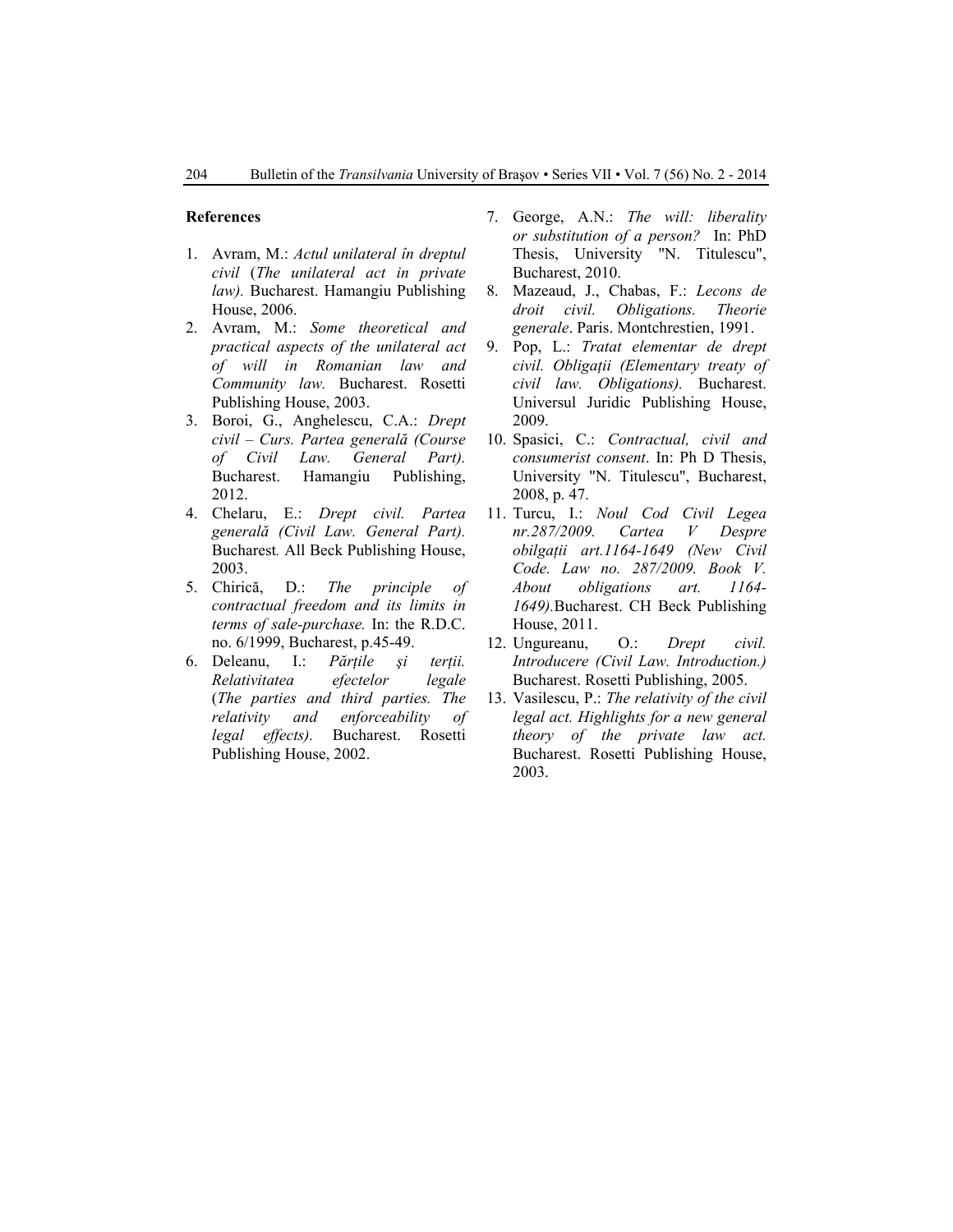## References

1. Avram, M.: *Actul unilateral în dreptul civil* (*The unilateral act in private law).* Bucharest. Hamangiu Publishing House, 2006.
2. Avram, M.: *Some theoretical and practical aspects of the unilateral act of will in Romanian law and Community law.* Bucharest. Rosetti Publishing House, 2003.
3. Boroi, G., Anghelescu, C.A.: *Drept civil – Curs. Partea generală (Course of Civil Law. General Part).* Bucharest. Hamangiu Publishing, 2012.
4. Chelaru, E.: *Drept civil. Partea generală (Civil Law. General Part).* Bucharest*.* All Beck Publishing House, 2003.
5. Chirică, D.: *The principle of contractual freedom and its limits in terms of sale-purchase.* In: the R.D.C. no. 6/1999, Bucharest, p.45-49.
6. Deleanu, I.: *Părţile şi terţii. Relativitatea efectelor legale* (*The parties and third parties. The relativity and enforceability of legal effects).* Bucharest. Rosetti Publishing House, 2002.
7. George, A.N.: *The will: liberality or substitution of a person?* In: PhD Thesis, University "N. Titulescu", Bucharest, 2010.
8. Mazeaud, J., Chabas, F.: *Lecons de droit civil. Obligations. Theorie generale*. Paris. Montchrestien, 1991.
9. Pop, L.: *Tratat elementar de drept civil. Obligaţii (Elementary treaty of civil law. Obligations).* Bucharest. Universul Juridic Publishing House, 2009.
10. Spasici, C.: *Contractual, civil and consumerist consent*. In: Ph D Thesis, University "N. Titulescu", Bucharest, 2008, p. 47.
11. Turcu, I.: *Noul Cod Civil Legea nr.287/2009. Cartea V Despre obilgaţii art.1164-1649 (New Civil Code. Law no. 287/2009. Book V. About obligations art. 1164-1649).*Bucharest. CH Beck Publishing House, 2011.
12. Ungureanu, O.: *Drept civil. Introducere (Civil Law. Introduction.)* Bucharest. Rosetti Publishing, 2005.
13. Vasilescu, P.: *The relativity of the civil legal act. Highlights for a new general theory of the private law act.* Bucharest. Rosetti Publishing House, 2003.